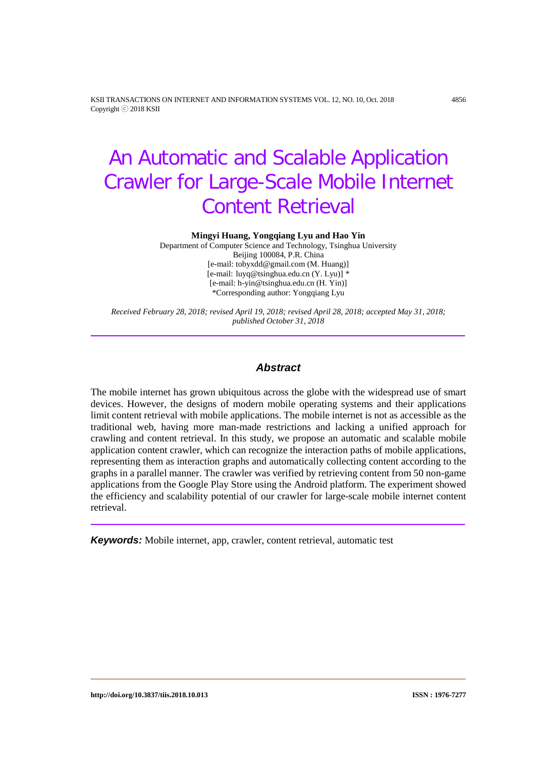# An Automatic and Scalable Application Crawler for Large-Scale Mobile Internet Content Retrieval

**Mingyi Huang, Yongqiang Lyu and Hao Yin**

Department of Computer Science and Technology, Tsinghua University
Beijing 100084, P.R. China
[e-mail: tobyxdd@gmail.com (M. Huang)]
[e-mail: luyq@tsinghua.edu.cn (Y. Lyu)] *
[e-mail: h-yin@tsinghua.edu.cn (H. Yin)]
*Corresponding author: Yongqiang Lyu

*Received February 28, 2018; revised April 19, 2018; revised April 28, 2018; accepted May 31, 2018; published October 31, 2018*

## Abstract

The mobile internet has grown ubiquitous across the globe with the widespread use of smart devices. However, the designs of modern mobile operating systems and their applications limit content retrieval with mobile applications. The mobile internet is not as accessible as the traditional web, having more man-made restrictions and lacking a unified approach for crawling and content retrieval. In this study, we propose an automatic and scalable mobile application content crawler, which can recognize the interaction paths of mobile applications, representing them as interaction graphs and automatically collecting content according to the graphs in a parallel manner. The crawler was verified by retrieving content from 50 non-game applications from the Google Play Store using the Android platform. The experiment showed the efficiency and scalability potential of our crawler for large-scale mobile internet content retrieval.

***Keywords:*** Mobile internet, app, crawler, content retrieval, automatic test

http://doi.org/10.3837/tiis.2018.10.013 ISSN : 1976-7277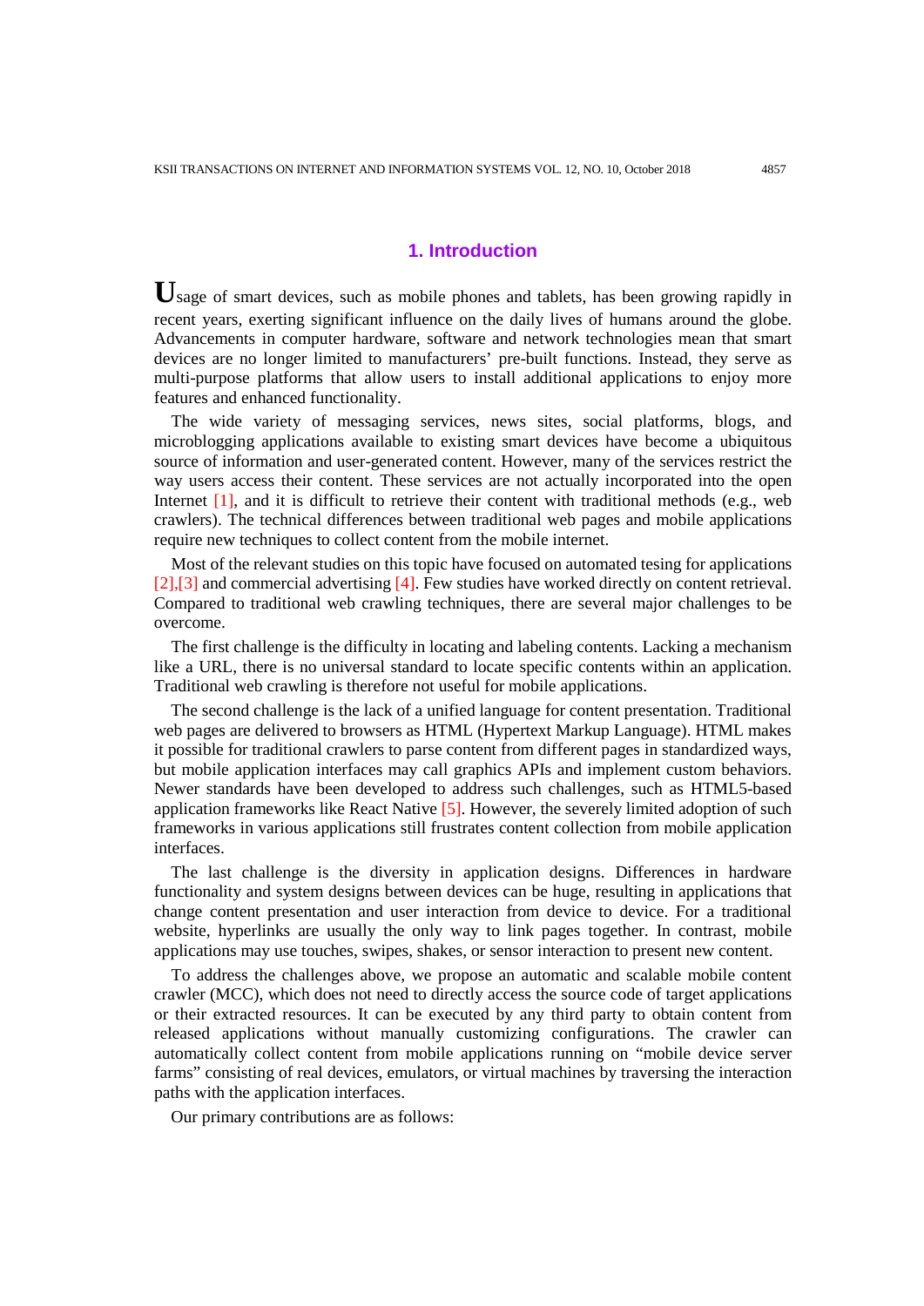## 1. Introduction

Usage of smart devices, such as mobile phones and tablets, has been growing rapidly in recent years, exerting significant influence on the daily lives of humans around the globe. Advancements in computer hardware, software and network technologies mean that smart devices are no longer limited to manufacturers' pre-built functions. Instead, they serve as multi-purpose platforms that allow users to install additional applications to enjoy more features and enhanced functionality.

The wide variety of messaging services, news sites, social platforms, blogs, and microblogging applications available to existing smart devices have become a ubiquitous source of information and user-generated content. However, many of the services restrict the way users access their content. These services are not actually incorporated into the open Internet [1], and it is difficult to retrieve their content with traditional methods (e.g., web crawlers). The technical differences between traditional web pages and mobile applications require new techniques to collect content from the mobile internet.

Most of the relevant studies on this topic have focused on automated tesing for applications [2],[3] and commercial advertising [4]. Few studies have worked directly on content retrieval. Compared to traditional web crawling techniques, there are several major challenges to be overcome.

The first challenge is the difficulty in locating and labeling contents. Lacking a mechanism like a URL, there is no universal standard to locate specific contents within an application. Traditional web crawling is therefore not useful for mobile applications.

The second challenge is the lack of a unified language for content presentation. Traditional web pages are delivered to browsers as HTML (Hypertext Markup Language). HTML makes it possible for traditional crawlers to parse content from different pages in standardized ways, but mobile application interfaces may call graphics APIs and implement custom behaviors. Newer standards have been developed to address such challenges, such as HTML5-based application frameworks like React Native [5]. However, the severely limited adoption of such frameworks in various applications still frustrates content collection from mobile application interfaces.

The last challenge is the diversity in application designs. Differences in hardware functionality and system designs between devices can be huge, resulting in applications that change content presentation and user interaction from device to device. For a traditional website, hyperlinks are usually the only way to link pages together. In contrast, mobile applications may use touches, swipes, shakes, or sensor interaction to present new content.

To address the challenges above, we propose an automatic and scalable mobile content crawler (MCC), which does not need to directly access the source code of target applications or their extracted resources. It can be executed by any third party to obtain content from released applications without manually customizing configurations. The crawler can automatically collect content from mobile applications running on "mobile device server farms" consisting of real devices, emulators, or virtual machines by traversing the interaction paths with the application interfaces.

Our primary contributions are as follows: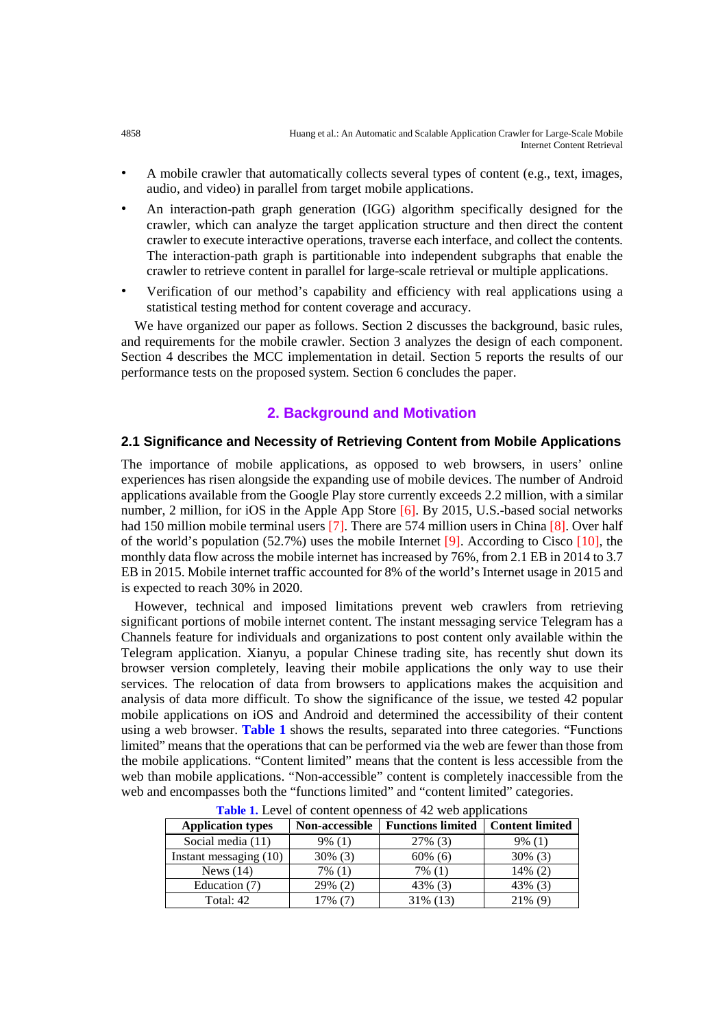- A mobile crawler that automatically collects several types of content (e.g., text, images, audio, and video) in parallel from target mobile applications.
- An interaction-path graph generation (IGG) algorithm specifically designed for the crawler, which can analyze the target application structure and then direct the content crawler to execute interactive operations, traverse each interface, and collect the contents. The interaction-path graph is partitionable into independent subgraphs that enable the crawler to retrieve content in parallel for large-scale retrieval or multiple applications.
- Verification of our method's capability and efficiency with real applications using a statistical testing method for content coverage and accuracy.

We have organized our paper as follows. Section 2 discusses the background, basic rules, and requirements for the mobile crawler. Section 3 analyzes the design of each component. Section 4 describes the MCC implementation in detail. Section 5 reports the results of our performance tests on the proposed system. Section 6 concludes the paper.

## 2. Background and Motivation

### 2.1 Significance and Necessity of Retrieving Content from Mobile Applications

The importance of mobile applications, as opposed to web browsers, in users' online experiences has risen alongside the expanding use of mobile devices. The number of Android applications available from the Google Play store currently exceeds 2.2 million, with a similar number, 2 million, for iOS in the Apple App Store [6]. By 2015, U.S.-based social networks had 150 million mobile terminal users [7]. There are 574 million users in China [8]. Over half of the world's population (52.7%) uses the mobile Internet [9]. According to Cisco [10], the monthly data flow across the mobile internet has increased by 76%, from 2.1 EB in 2014 to 3.7 EB in 2015. Mobile internet traffic accounted for 8% of the world's Internet usage in 2015 and is expected to reach 30% in 2020.

However, technical and imposed limitations prevent web crawlers from retrieving significant portions of mobile internet content. The instant messaging service Telegram has a Channels feature for individuals and organizations to post content only available within the Telegram application. Xianyu, a popular Chinese trading site, has recently shut down its browser version completely, leaving their mobile applications the only way to use their services. The relocation of data from browsers to applications makes the acquisition and analysis of data more difficult. To show the significance of the issue, we tested 42 popular mobile applications on iOS and Android and determined the accessibility of their content using a web browser. **Table 1** shows the results, separated into three categories. "Functions limited" means that the operations that can be performed via the web are fewer than those from the mobile applications. "Content limited" means that the content is less accessible from the web than mobile applications. "Non-accessible" content is completely inaccessible from the web and encompasses both the "functions limited" and "content limited" categories.

**Table 1.** Level of content openness of 42 web applications

| Application types | Non-accessible | Functions limited | Content limited |
|---|---|---|---|
| Social media (11) | 9% (1) | 27% (3) | 9% (1) |
| Instant messaging (10) | 30% (3) | 60% (6) | 30% (3) |
| News (14) | 7% (1) | 7% (1) | 14% (2) |
| Education (7) | 29% (2) | 43% (3) | 43% (3) |
| Total: 42 | 17% (7) | 31% (13) | 21% (9) |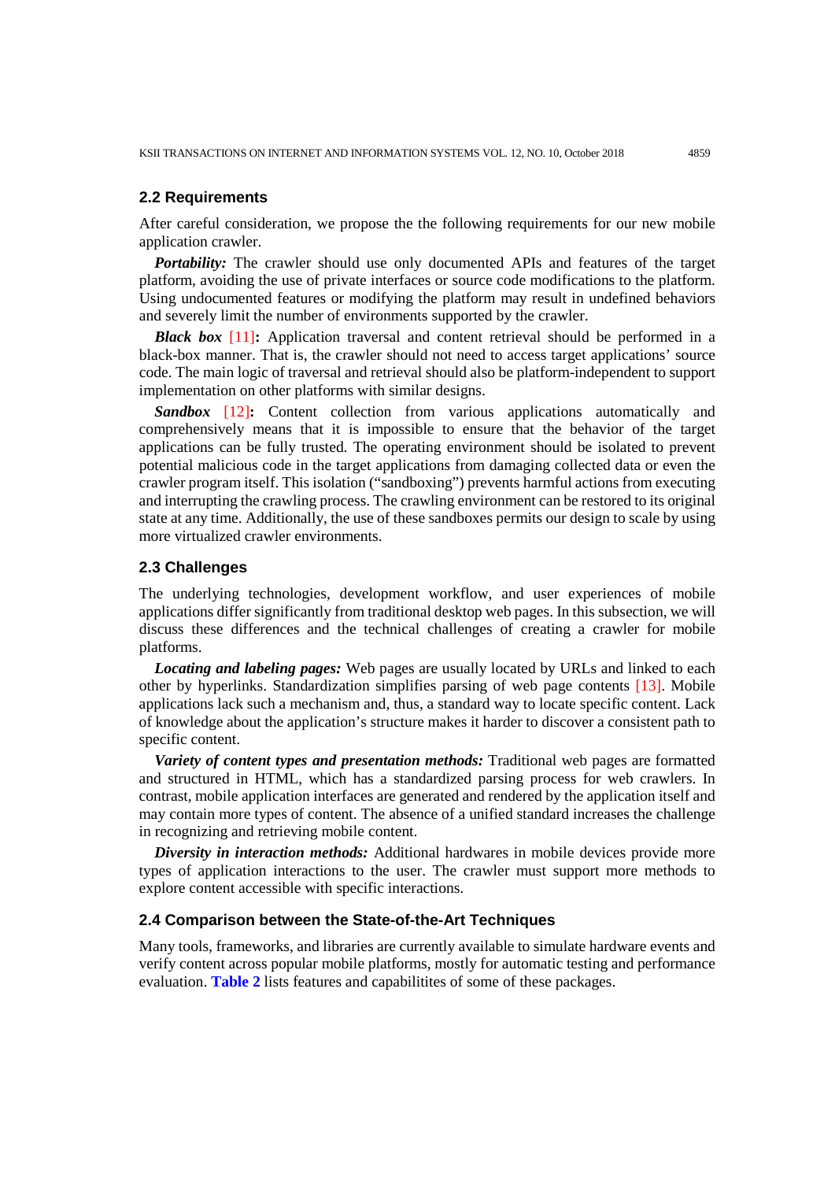## 2.2 Requirements

After careful consideration, we propose the the following requirements for our new mobile application crawler.

***Portability:*** The crawler should use only documented APIs and features of the target platform, avoiding the use of private interfaces or source code modifications to the platform. Using undocumented features or modifying the platform may result in undefined behaviors and severely limit the number of environments supported by the crawler.

***Black box*** [11]**:** Application traversal and content retrieval should be performed in a black-box manner. That is, the crawler should not need to access target applications' source code. The main logic of traversal and retrieval should also be platform-independent to support implementation on other platforms with similar designs.

***Sandbox*** [12]**:** Content collection from various applications automatically and comprehensively means that it is impossible to ensure that the behavior of the target applications can be fully trusted. The operating environment should be isolated to prevent potential malicious code in the target applications from damaging collected data or even the crawler program itself. This isolation ("sandboxing") prevents harmful actions from executing and interrupting the crawling process. The crawling environment can be restored to its original state at any time. Additionally, the use of these sandboxes permits our design to scale by using more virtualized crawler environments.

## 2.3 Challenges

The underlying technologies, development workflow, and user experiences of mobile applications differ significantly from traditional desktop web pages. In this subsection, we will discuss these differences and the technical challenges of creating a crawler for mobile platforms.

***Locating and labeling pages:*** Web pages are usually located by URLs and linked to each other by hyperlinks. Standardization simplifies parsing of web page contents [13]. Mobile applications lack such a mechanism and, thus, a standard way to locate specific content. Lack of knowledge about the application's structure makes it harder to discover a consistent path to specific content.

***Variety of content types and presentation methods:*** Traditional web pages are formatted and structured in HTML, which has a standardized parsing process for web crawlers. In contrast, mobile application interfaces are generated and rendered by the application itself and may contain more types of content. The absence of a unified standard increases the challenge in recognizing and retrieving mobile content.

***Diversity in interaction methods:*** Additional hardwares in mobile devices provide more types of application interactions to the user. The crawler must support more methods to explore content accessible with specific interactions.

## 2.4 Comparison between the State-of-the-Art Techniques

Many tools, frameworks, and libraries are currently available to simulate hardware events and verify content across popular mobile platforms, mostly for automatic testing and performance evaluation. **Table 2** lists features and capabilitites of some of these packages.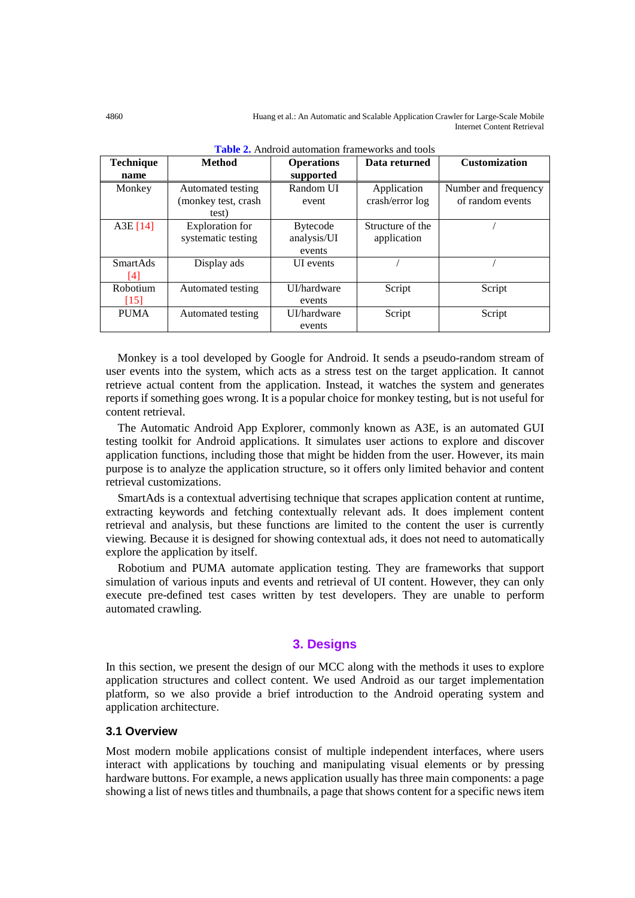**Table 2.** Android automation frameworks and tools

| Technique name | Method | Operations supported | Data returned | Customization |
|---|---|---|---|---|
| Monkey | Automated testing (monkey test, crash test) | Random UI event | Application crash/error log | Number and frequency of random events |
| A3E [14] | Exploration for systematic testing | Bytecode analysis/UI events | Structure of the application | / |
| SmartAds [4] | Display ads | UI events | / | / |
| Robotium [15] | Automated testing | UI/hardware events | Script | Script |
| PUMA | Automated testing | UI/hardware events | Script | Script |

Monkey is a tool developed by Google for Android. It sends a pseudo-random stream of user events into the system, which acts as a stress test on the target application. It cannot retrieve actual content from the application. Instead, it watches the system and generates reports if something goes wrong. It is a popular choice for monkey testing, but is not useful for content retrieval.

The Automatic Android App Explorer, commonly known as A3E, is an automated GUI testing toolkit for Android applications. It simulates user actions to explore and discover application functions, including those that might be hidden from the user. However, its main purpose is to analyze the application structure, so it offers only limited behavior and content retrieval customizations.

SmartAds is a contextual advertising technique that scrapes application content at runtime, extracting keywords and fetching contextually relevant ads. It does implement content retrieval and analysis, but these functions are limited to the content the user is currently viewing. Because it is designed for showing contextual ads, it does not need to automatically explore the application by itself.

Robotium and PUMA automate application testing. They are frameworks that support simulation of various inputs and events and retrieval of UI content. However, they can only execute pre-defined test cases written by test developers. They are unable to perform automated crawling.

## 3. Designs

In this section, we present the design of our MCC along with the methods it uses to explore application structures and collect content. We used Android as our target implementation platform, so we also provide a brief introduction to the Android operating system and application architecture.

### 3.1 Overview

Most modern mobile applications consist of multiple independent interfaces, where users interact with applications by touching and manipulating visual elements or by pressing hardware buttons. For example, a news application usually has three main components: a page showing a list of news titles and thumbnails, a page that shows content for a specific news item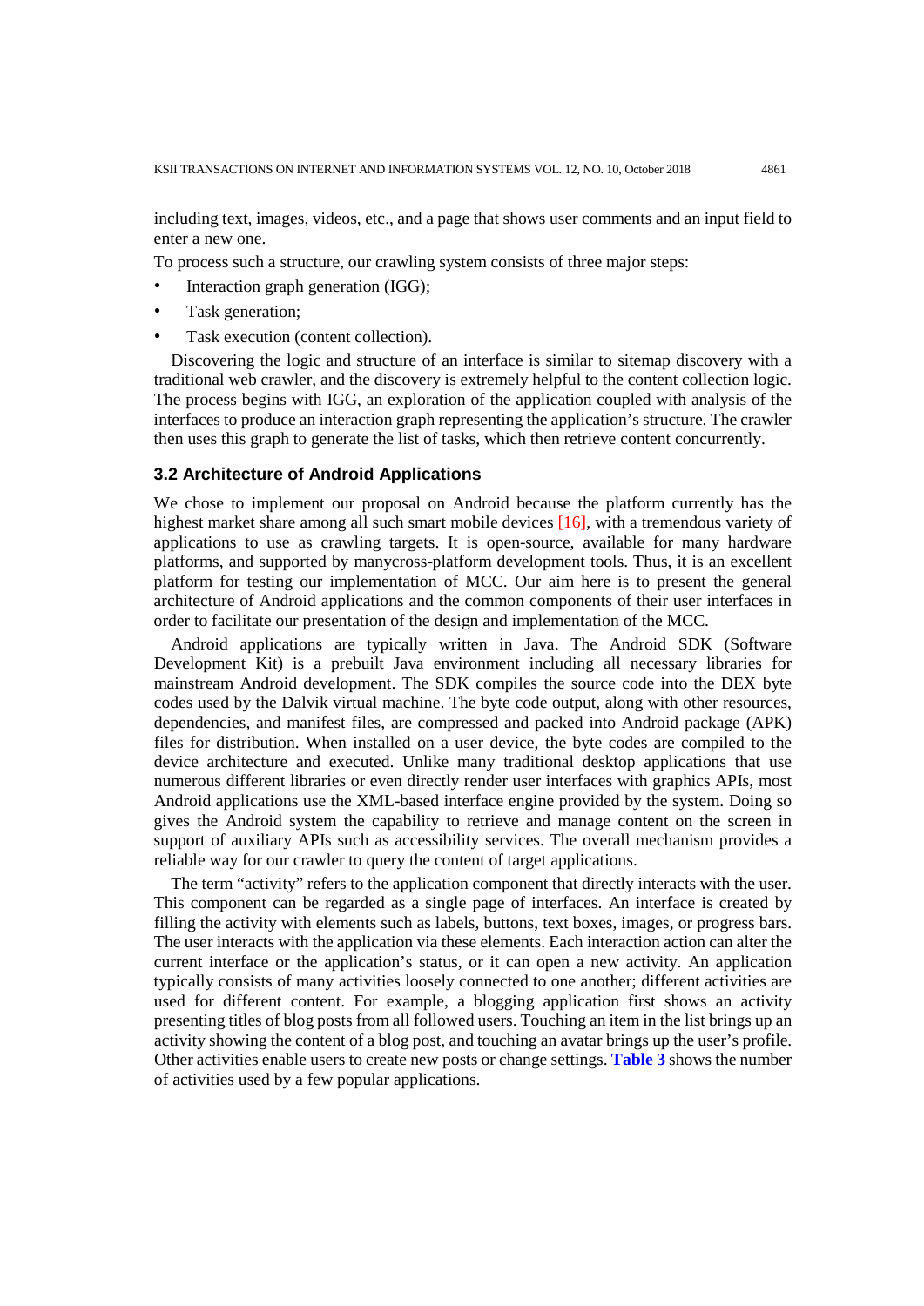including text, images, videos, etc., and a page that shows user comments and an input field to enter a new one.

To process such a structure, our crawling system consists of three major steps:

- Interaction graph generation (IGG);
- Task generation;
- Task execution (content collection).

Discovering the logic and structure of an interface is similar to sitemap discovery with a traditional web crawler, and the discovery is extremely helpful to the content collection logic. The process begins with IGG, an exploration of the application coupled with analysis of the interfaces to produce an interaction graph representing the application's structure. The crawler then uses this graph to generate the list of tasks, which then retrieve content concurrently.

### 3.2 Architecture of Android Applications

We chose to implement our proposal on Android because the platform currently has the highest market share among all such smart mobile devices [16], with a tremendous variety of applications to use as crawling targets. It is open-source, available for many hardware platforms, and supported by manycross-platform development tools. Thus, it is an excellent platform for testing our implementation of MCC. Our aim here is to present the general architecture of Android applications and the common components of their user interfaces in order to facilitate our presentation of the design and implementation of the MCC.

Android applications are typically written in Java. The Android SDK (Software Development Kit) is a prebuilt Java environment including all necessary libraries for mainstream Android development. The SDK compiles the source code into the DEX byte codes used by the Dalvik virtual machine. The byte code output, along with other resources, dependencies, and manifest files, are compressed and packed into Android package (APK) files for distribution. When installed on a user device, the byte codes are compiled to the device architecture and executed. Unlike many traditional desktop applications that use numerous different libraries or even directly render user interfaces with graphics APIs, most Android applications use the XML-based interface engine provided by the system. Doing so gives the Android system the capability to retrieve and manage content on the screen in support of auxiliary APIs such as accessibility services. The overall mechanism provides a reliable way for our crawler to query the content of target applications.

The term "activity" refers to the application component that directly interacts with the user. This component can be regarded as a single page of interfaces. An interface is created by filling the activity with elements such as labels, buttons, text boxes, images, or progress bars. The user interacts with the application via these elements. Each interaction action can alter the current interface or the application's status, or it can open a new activity. An application typically consists of many activities loosely connected to one another; different activities are used for different content. For example, a blogging application first shows an activity presenting titles of blog posts from all followed users. Touching an item in the list brings up an activity showing the content of a blog post, and touching an avatar brings up the user's profile. Other activities enable users to create new posts or change settings. **Table 3** shows the number of activities used by a few popular applications.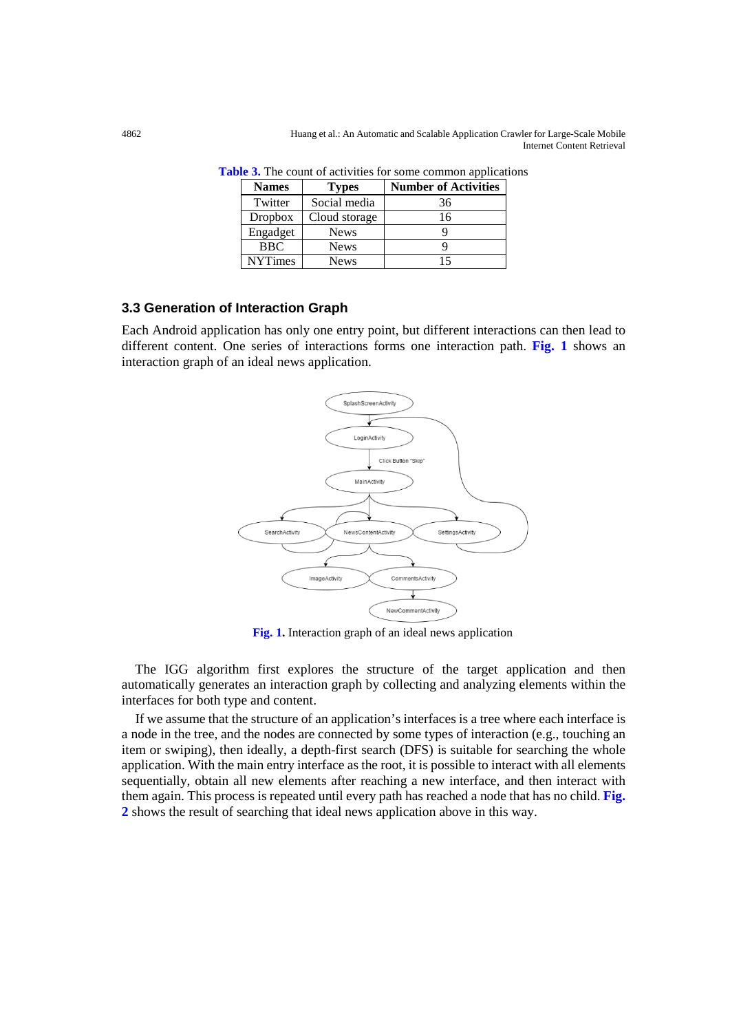**Table 3.** The count of activities for some common applications

| Names | Types | Number of Activities |
|---|---|---|
| Twitter | Social media | 36 |
| Dropbox | Cloud storage | 16 |
| Engadget | News | 9 |
| BBC | News | 9 |
| NYTimes | News | 15 |

### 3.3 Generation of Interaction Graph

Each Android application has only one entry point, but different interactions can then lead to different content. One series of interactions forms one interaction path. **Fig. 1** shows an interaction graph of an ideal news application.

**Fig. 1.** Interaction graph of an ideal news application

The IGG algorithm first explores the structure of the target application and then automatically generates an interaction graph by collecting and analyzing elements within the interfaces for both type and content.

If we assume that the structure of an application's interfaces is a tree where each interface is a node in the tree, and the nodes are connected by some types of interaction (e.g., touching an item or swiping), then ideally, a depth-first search (DFS) is suitable for searching the whole application. With the main entry interface as the root, it is possible to interact with all elements sequentially, obtain all new elements after reaching a new interface, and then interact with them again. This process is repeated until every path has reached a node that has no child. **Fig. 2** shows the result of searching that ideal news application above in this way.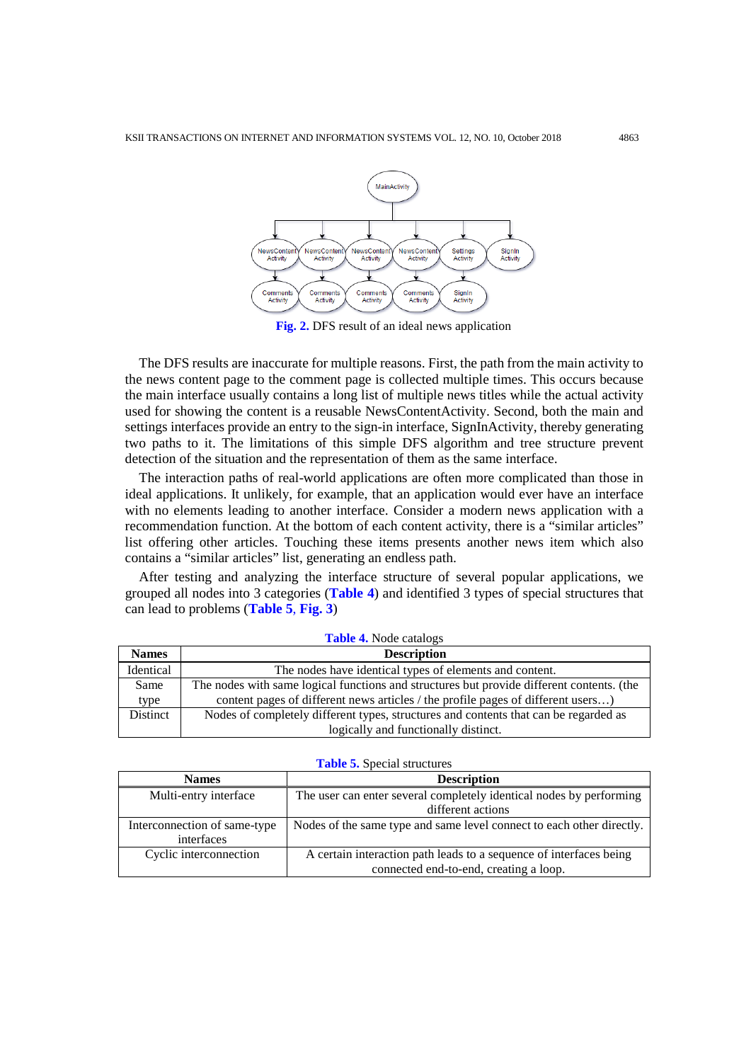**Fig. 2.** DFS result of an ideal news application

The DFS results are inaccurate for multiple reasons. First, the path from the main activity to the news content page to the comment page is collected multiple times. This occurs because the main interface usually contains a long list of multiple news titles while the actual activity used for showing the content is a reusable NewsContentActivity. Second, both the main and settings interfaces provide an entry to the sign-in interface, SignInActivity, thereby generating two paths to it. The limitations of this simple DFS algorithm and tree structure prevent detection of the situation and the representation of them as the same interface.

The interaction paths of real-world applications are often more complicated than those in ideal applications. It unlikely, for example, that an application would ever have an interface with no elements leading to another interface. Consider a modern news application with a recommendation function. At the bottom of each content activity, there is a "similar articles" list offering other articles. Touching these items presents another news item which also contains a "similar articles" list, generating an endless path.

After testing and analyzing the interface structure of several popular applications, we grouped all nodes into 3 categories (**Table 4**) and identified 3 types of special structures that can lead to problems (**Table 5**, **Fig. 3**)

**Table 4.** Node catalogs

| Names | Description |
|---|---|
| Identical | The nodes have identical types of elements and content. |
| Same type | The nodes with same logical functions and structures but provide different contents. (the content pages of different news articles / the profile pages of different users…) |
| Distinct | Nodes of completely different types, structures and contents that can be regarded as logically and functionally distinct. |

**Table 5.** Special structures

| Names | Description |
|---|---|
| Multi-entry interface | The user can enter several completely identical nodes by performing different actions |
| Interconnection of same-type interfaces | Nodes of the same type and same level connect to each other directly. |
| Cyclic interconnection | A certain interaction path leads to a sequence of interfaces being connected end-to-end, creating a loop. |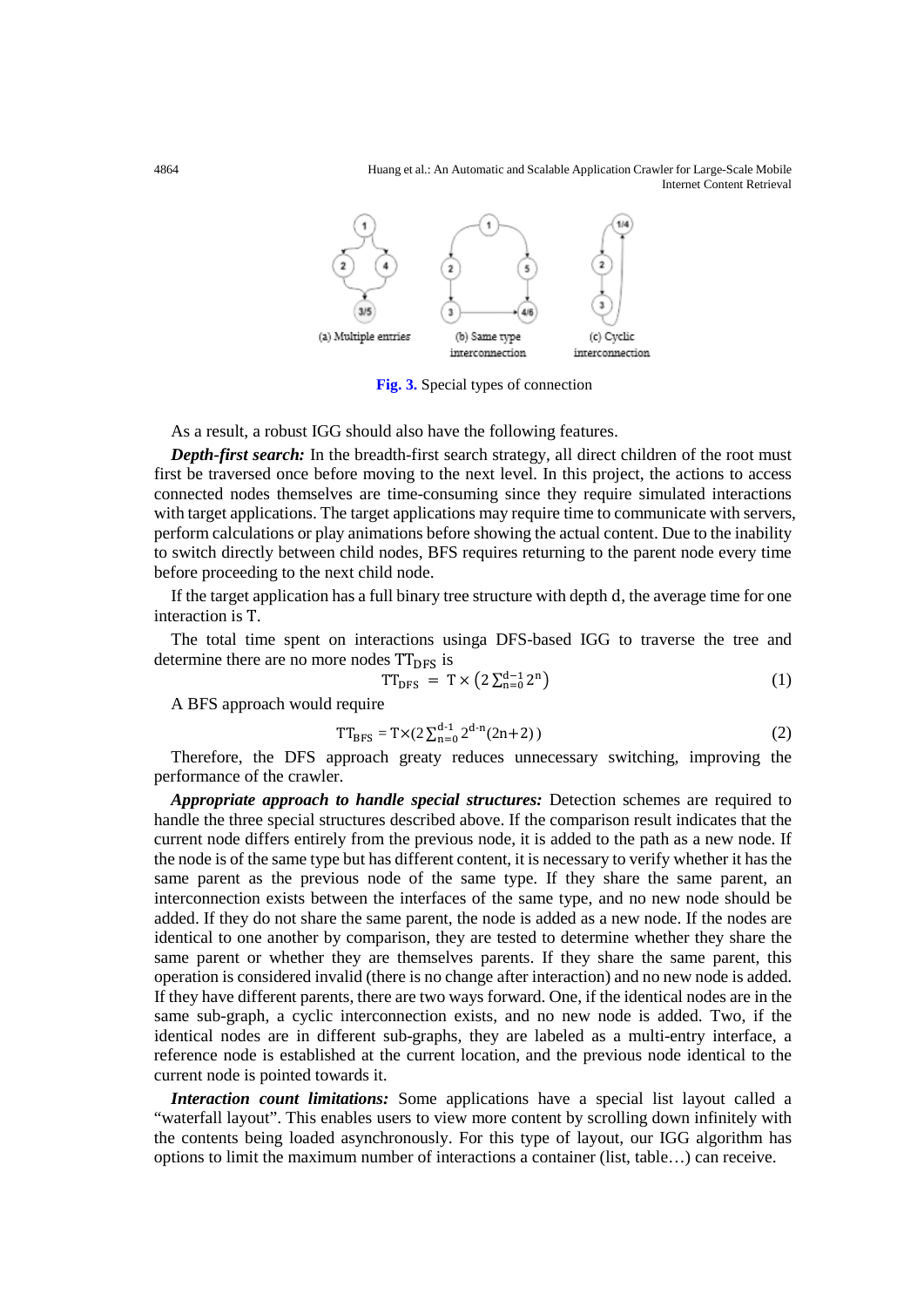(a) Multiple entries (b) Same type interconnection (c) Cyclic interconnection

**Fig. 3.** Special types of connection

As a result, a robust IGG should also have the following features.

***Depth-first search:*** In the breadth-first search strategy, all direct children of the root must first be traversed once before moving to the next level. In this project, the actions to access connected nodes themselves are time-consuming since they require simulated interactions with target applications. The target applications may require time to communicate with servers, perform calculations or play animations before showing the actual content. Due to the inability to switch directly between child nodes, BFS requires returning to the parent node every time before proceeding to the next child node.

If the target application has a full binary tree structure with depth d, the average time for one interaction is T.

The total time spent on interactions usinga DFS-based IGG to traverse the tree and determine there are no more nodes $TT_{DFS}$ is

$$TT_{DFS} = T \times \left(2\sum_{n=0}^{d-1} 2^n\right) \tag{1}$$

A BFS approach would require

$$TT_{BFS} = T\times(2\sum_{n=0}^{d-1} 2^{d-n}(2n+2)) \tag{2}$$

Therefore, the DFS approach greaty reduces unnecessary switching, improving the performance of the crawler.

***Appropriate approach to handle special structures:*** Detection schemes are required to handle the three special structures described above. If the comparison result indicates that the current node differs entirely from the previous node, it is added to the path as a new node. If the node is of the same type but has different content, it is necessary to verify whether it has the same parent as the previous node of the same type. If they share the same parent, an interconnection exists between the interfaces of the same type, and no new node should be added. If they do not share the same parent, the node is added as a new node. If the nodes are identical to one another by comparison, they are tested to determine whether they share the same parent or whether they are themselves parents. If they share the same parent, this operation is considered invalid (there is no change after interaction) and no new node is added. If they have different parents, there are two ways forward. One, if the identical nodes are in the same sub-graph, a cyclic interconnection exists, and no new node is added. Two, if the identical nodes are in different sub-graphs, they are labeled as a multi-entry interface, a reference node is established at the current location, and the previous node identical to the current node is pointed towards it.

***Interaction count limitations:*** Some applications have a special list layout called a “waterfall layout”. This enables users to view more content by scrolling down infinitely with the contents being loaded asynchronously. For this type of layout, our IGG algorithm has options to limit the maximum number of interactions a container (list, table…) can receive.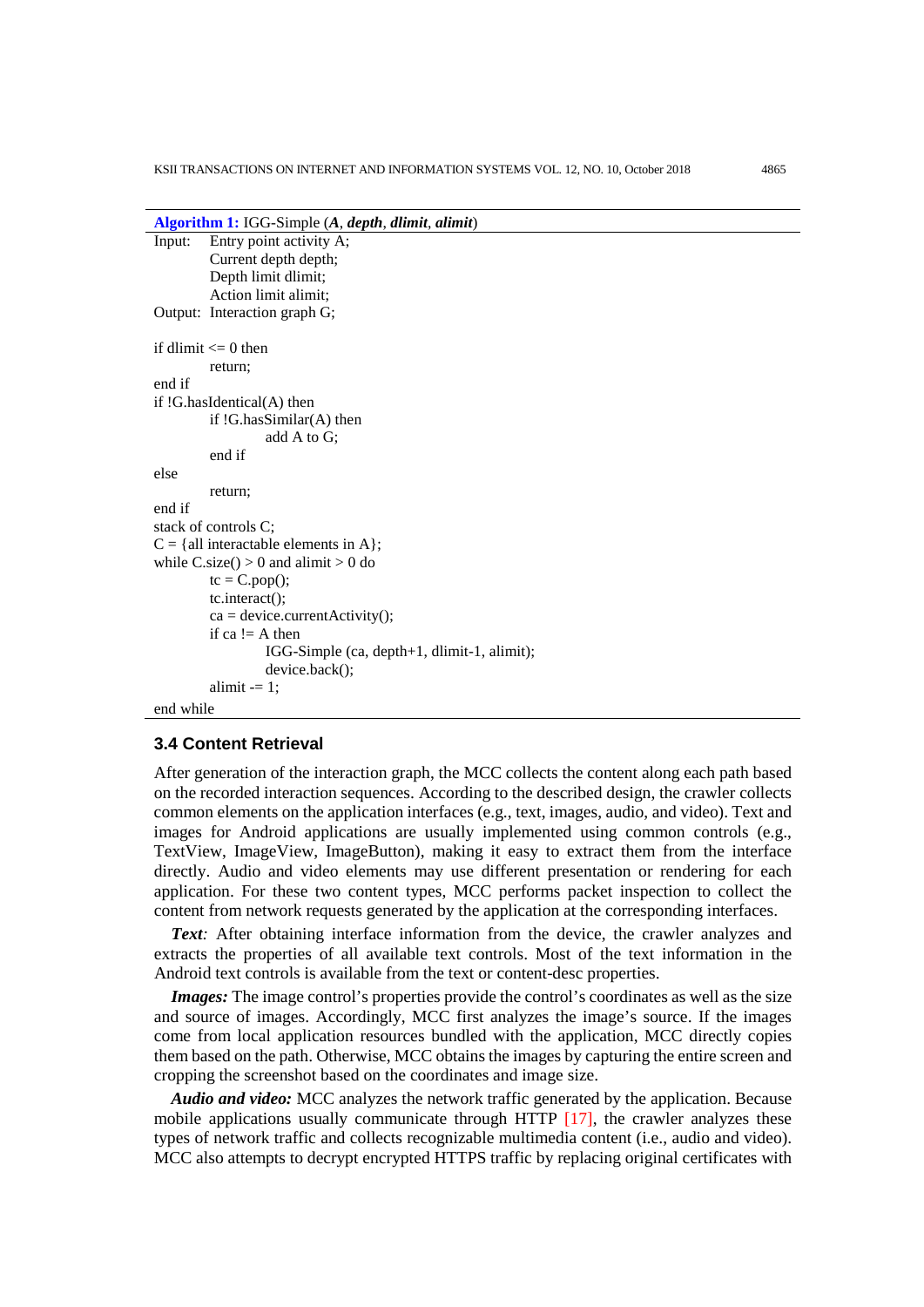**Algorithm 1:** IGG-Simple (***A***, ***depth***, ***dlimit***, ***alimit***)

```
Input:   Entry point activity A;
         Current depth depth;
         Depth limit dlimit;
         Action limit alimit;
Output:  Interaction graph G;

if dlimit <= 0 then
         return;
end if
if !G.hasIdentical(A) then
         if !G.hasSimilar(A) then
                  add A to G;
         end if
else
         return;
end if
stack of controls C;
C = {all interactable elements in A};
while C.size() > 0 and alimit > 0 do
         tc = C.pop();
         tc.interact();
         ca = device.currentActivity();
         if ca != A then
                  IGG-Simple (ca, depth+1, dlimit-1, alimit);
                  device.back();
         alimit -= 1;
end while
```

### 3.4 Content Retrieval

After generation of the interaction graph, the MCC collects the content along each path based on the recorded interaction sequences. According to the described design, the crawler collects common elements on the application interfaces (e.g., text, images, audio, and video). Text and images for Android applications are usually implemented using common controls (e.g., TextView, ImageView, ImageButton), making it easy to extract them from the interface directly. Audio and video elements may use different presentation or rendering for each application. For these two content types, MCC performs packet inspection to collect the content from network requests generated by the application at the corresponding interfaces.

***Text:*** After obtaining interface information from the device, the crawler analyzes and extracts the properties of all available text controls. Most of the text information in the Android text controls is available from the text or content-desc properties.

***Images:*** The image control's properties provide the control's coordinates as well as the size and source of images. Accordingly, MCC first analyzes the image's source. If the images come from local application resources bundled with the application, MCC directly copies them based on the path. Otherwise, MCC obtains the images by capturing the entire screen and cropping the screenshot based on the coordinates and image size.

***Audio and video:*** MCC analyzes the network traffic generated by the application. Because mobile applications usually communicate through HTTP [17], the crawler analyzes these types of network traffic and collects recognizable multimedia content (i.e., audio and video). MCC also attempts to decrypt encrypted HTTPS traffic by replacing original certificates with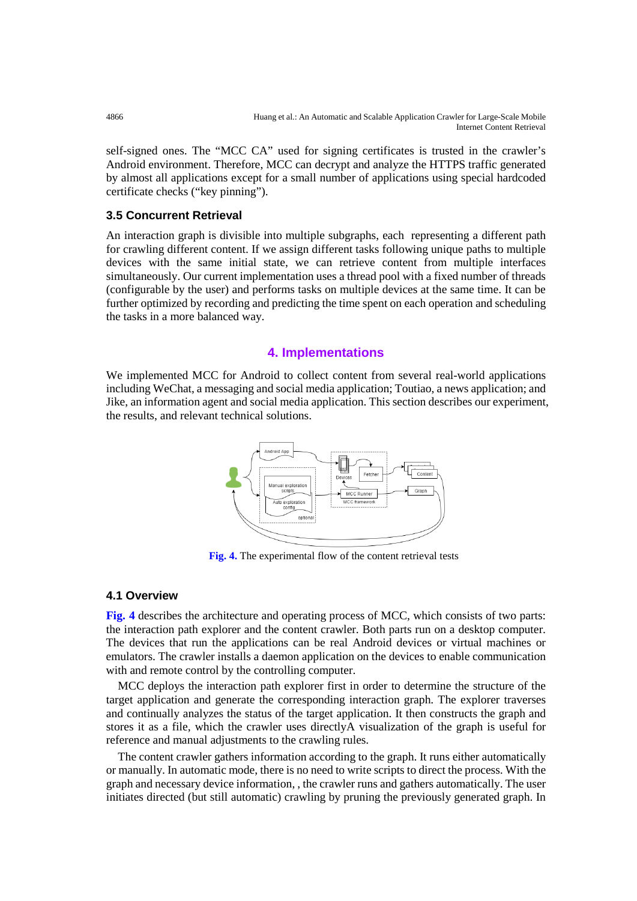self-signed ones. The "MCC CA" used for signing certificates is trusted in the crawler's Android environment. Therefore, MCC can decrypt and analyze the HTTPS traffic generated by almost all applications except for a small number of applications using special hardcoded certificate checks ("key pinning").

### 3.5 Concurrent Retrieval

An interaction graph is divisible into multiple subgraphs, each representing a different path for crawling different content. If we assign different tasks following unique paths to multiple devices with the same initial state, we can retrieve content from multiple interfaces simultaneously. Our current implementation uses a thread pool with a fixed number of threads (configurable by the user) and performs tasks on multiple devices at the same time. It can be further optimized by recording and predicting the time spent on each operation and scheduling the tasks in a more balanced way.

## 4. Implementations

We implemented MCC for Android to collect content from several real-world applications including WeChat, a messaging and social media application; Toutiao, a news application; and Jike, an information agent and social media application. This section describes our experiment, the results, and relevant technical solutions.

**Fig. 4.** The experimental flow of the content retrieval tests

### 4.1 Overview

**Fig. 4** describes the architecture and operating process of MCC, which consists of two parts: the interaction path explorer and the content crawler. Both parts run on a desktop computer. The devices that run the applications can be real Android devices or virtual machines or emulators. The crawler installs a daemon application on the devices to enable communication with and remote control by the controlling computer.

MCC deploys the interaction path explorer first in order to determine the structure of the target application and generate the corresponding interaction graph. The explorer traverses and continually analyzes the status of the target application. It then constructs the graph and stores it as a file, which the crawler uses directlyA visualization of the graph is useful for reference and manual adjustments to the crawling rules.

The content crawler gathers information according to the graph. It runs either automatically or manually. In automatic mode, there is no need to write scripts to direct the process. With the graph and necessary device information, , the crawler runs and gathers automatically. The user initiates directed (but still automatic) crawling by pruning the previously generated graph. In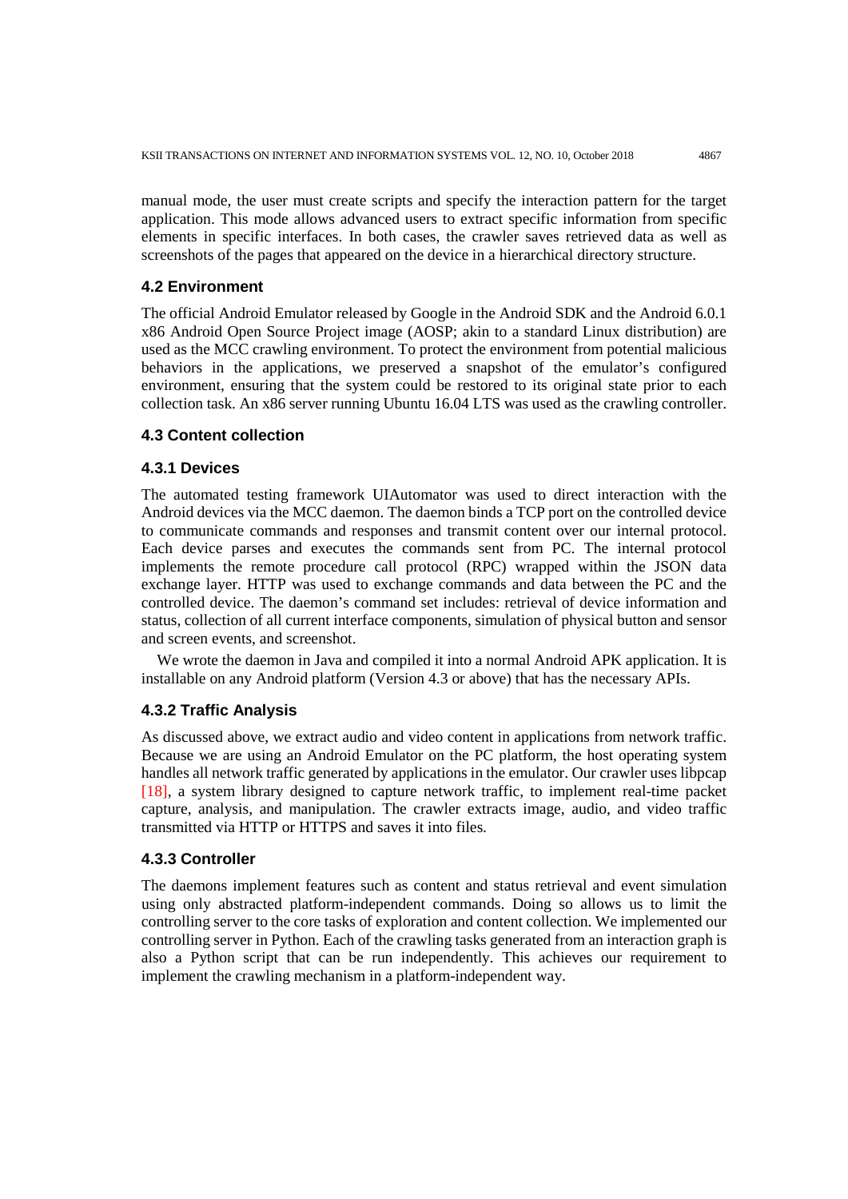manual mode, the user must create scripts and specify the interaction pattern for the target application. This mode allows advanced users to extract specific information from specific elements in specific interfaces. In both cases, the crawler saves retrieved data as well as screenshots of the pages that appeared on the device in a hierarchical directory structure.

### 4.2 Environment

The official Android Emulator released by Google in the Android SDK and the Android 6.0.1 x86 Android Open Source Project image (AOSP; akin to a standard Linux distribution) are used as the MCC crawling environment. To protect the environment from potential malicious behaviors in the applications, we preserved a snapshot of the emulator's configured environment, ensuring that the system could be restored to its original state prior to each collection task. An x86 server running Ubuntu 16.04 LTS was used as the crawling controller.

### 4.3 Content collection

#### 4.3.1 Devices

The automated testing framework UIAutomator was used to direct interaction with the Android devices via the MCC daemon. The daemon binds a TCP port on the controlled device to communicate commands and responses and transmit content over our internal protocol. Each device parses and executes the commands sent from PC. The internal protocol implements the remote procedure call protocol (RPC) wrapped within the JSON data exchange layer. HTTP was used to exchange commands and data between the PC and the controlled device. The daemon's command set includes: retrieval of device information and status, collection of all current interface components, simulation of physical button and sensor and screen events, and screenshot.

We wrote the daemon in Java and compiled it into a normal Android APK application. It is installable on any Android platform (Version 4.3 or above) that has the necessary APIs.

#### 4.3.2 Traffic Analysis

As discussed above, we extract audio and video content in applications from network traffic. Because we are using an Android Emulator on the PC platform, the host operating system handles all network traffic generated by applications in the emulator. Our crawler uses libpcap [18], a system library designed to capture network traffic, to implement real-time packet capture, analysis, and manipulation. The crawler extracts image, audio, and video traffic transmitted via HTTP or HTTPS and saves it into files.

#### 4.3.3 Controller

The daemons implement features such as content and status retrieval and event simulation using only abstracted platform-independent commands. Doing so allows us to limit the controlling server to the core tasks of exploration and content collection. We implemented our controlling server in Python. Each of the crawling tasks generated from an interaction graph is also a Python script that can be run independently. This achieves our requirement to implement the crawling mechanism in a platform-independent way.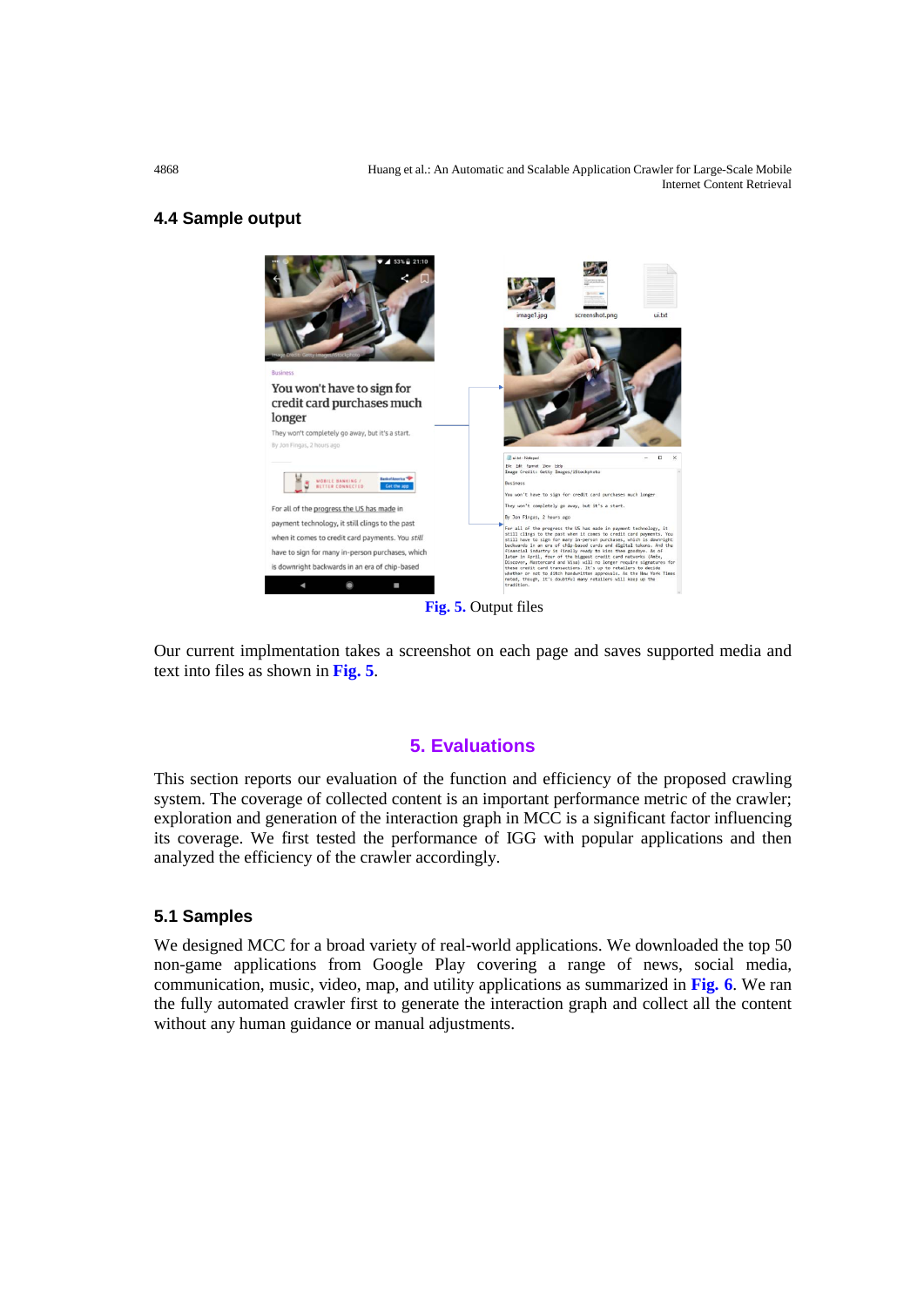### 4.4 Sample output

Fig. 5. Output files

Our current implmentation takes a screenshot on each page and saves supported media and text into files as shown in Fig. 5.

## 5. Evaluations

This section reports our evaluation of the function and efficiency of the proposed crawling system. The coverage of collected content is an important performance metric of the crawler; exploration and generation of the interaction graph in MCC is a significant factor influencing its coverage. We first tested the performance of IGG with popular applications and then analyzed the efficiency of the crawler accordingly.

### 5.1 Samples

We designed MCC for a broad variety of real-world applications. We downloaded the top 50 non-game applications from Google Play covering a range of news, social media, communication, music, video, map, and utility applications as summarized in Fig. 6. We ran the fully automated crawler first to generate the interaction graph and collect all the content without any human guidance or manual adjustments.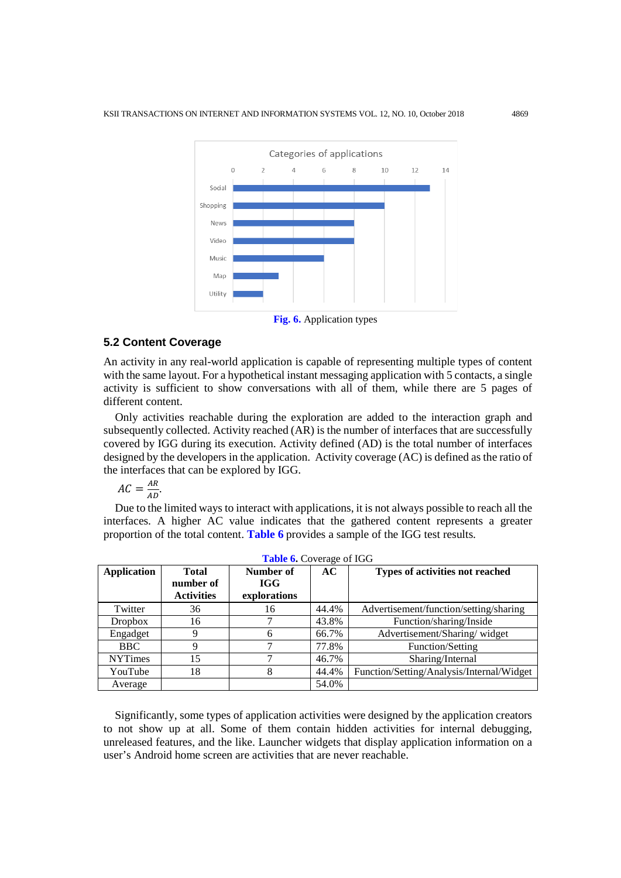Fig. 6. Application types

### 5.2 Content Coverage

An activity in any real-world application is capable of representing multiple types of content with the same layout. For a hypothetical instant messaging application with 5 contacts, a single activity is sufficient to show conversations with all of them, while there are 5 pages of different content.

Only activities reachable during the exploration are added to the interaction graph and subsequently collected. Activity reached (AR) is the number of interfaces that are successfully covered by IGG during its execution. Activity defined (AD) is the total number of interfaces designed by the developers in the application. Activity coverage (AC) is defined as the ratio of the interfaces that can be explored by IGG.

$$AC = \frac{AR}{AD}.$$

Due to the limited ways to interact with applications, it is not always possible to reach all the interfaces. A higher AC value indicates that the gathered content represents a greater proportion of the total content. **Table 6** provides a sample of the IGG test results.

**Table 6.** Coverage of IGG

| Application | Total number of Activities | Number of IGG explorations | AC | Types of activities not reached |
|---|---|---|---|---|
| Twitter | 36 | 16 | 44.4% | Advertisement/function/setting/sharing |
| Dropbox | 16 | 7 | 43.8% | Function/sharing/Inside |
| Engadget | 9 | 6 | 66.7% | Advertisement/Sharing/ widget |
| BBC | 9 | 7 | 77.8% | Function/Setting |
| NYTimes | 15 | 7 | 46.7% | Sharing/Internal |
| YouTube | 18 | 8 | 44.4% | Function/Setting/Analysis/Internal/Widget |
| Average | | | 54.0% | |

Significantly, some types of application activities were designed by the application creators to not show up at all. Some of them contain hidden activities for internal debugging, unreleased features, and the like. Launcher widgets that display application information on a user's Android home screen are activities that are never reachable.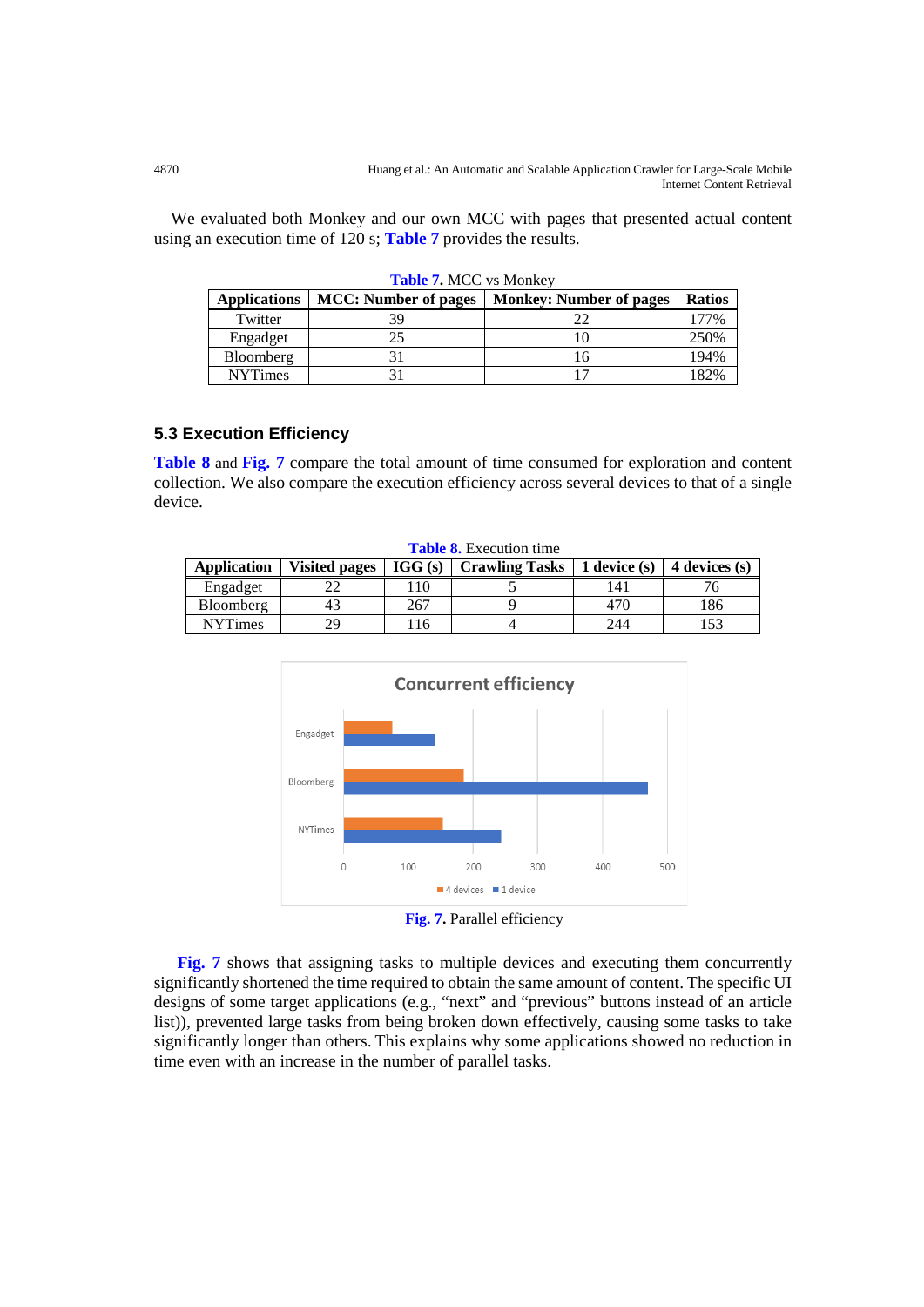We evaluated both Monkey and our own MCC with pages that presented actual content using an execution time of 120 s; **Table 7** provides the results.

**Table 7.** MCC vs Monkey

| Applications | MCC: Number of pages | Monkey: Number of pages | Ratios |
|---|---|---|---|
| Twitter | 39 | 22 | 177% |
| Engadget | 25 | 10 | 250% |
| Bloomberg | 31 | 16 | 194% |
| NYTimes | 31 | 17 | 182% |

### 5.3 Execution Efficiency

**Table 8** and **Fig. 7** compare the total amount of time consumed for exploration and content collection. We also compare the execution efficiency across several devices to that of a single device.

**Table 8.** Execution time

| Application | Visited pages | IGG (s) | Crawling Tasks | 1 device (s) | 4 devices (s) |
|---|---|---|---|---|---|
| Engadget | 22 | 110 | 5 | 141 | 76 |
| Bloomberg | 43 | 267 | 9 | 470 | 186 |
| NYTimes | 29 | 116 | 4 | 244 | 153 |

**Fig. 7.** Parallel efficiency

**Fig. 7** shows that assigning tasks to multiple devices and executing them concurrently significantly shortened the time required to obtain the same amount of content. The specific UI designs of some target applications (e.g., "next" and "previous" buttons instead of an article list)), prevented large tasks from being broken down effectively, causing some tasks to take significantly longer than others. This explains why some applications showed no reduction in time even with an increase in the number of parallel tasks.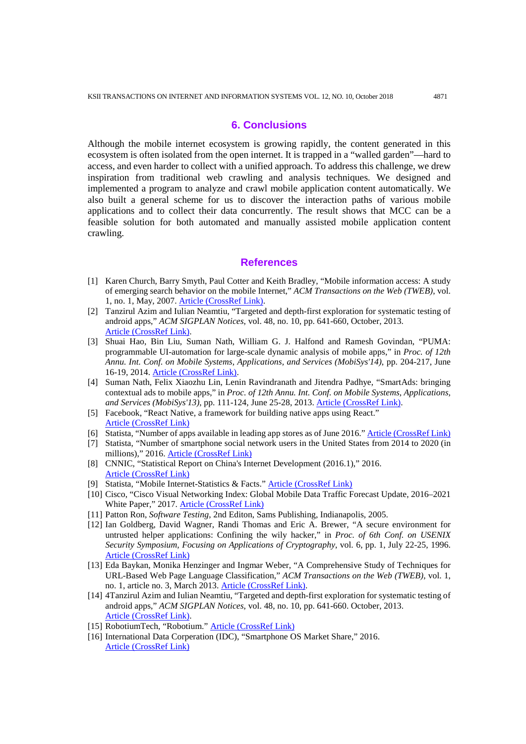## 6. Conclusions

Although the mobile internet ecosystem is growing rapidly, the content generated in this ecosystem is often isolated from the open internet. It is trapped in a "walled garden"—hard to access, and even harder to collect with a unified approach. To address this challenge, we drew inspiration from traditional web crawling and analysis techniques. We designed and implemented a program to analyze and crawl mobile application content automatically. We also built a general scheme for us to discover the interaction paths of various mobile applications and to collect their data concurrently. The result shows that MCC can be a feasible solution for both automated and manually assisted mobile application content crawling.

## References

[1] Karen Church, Barry Smyth, Paul Cotter and Keith Bradley, "Mobile information access: A study of emerging search behavior on the mobile Internet," *ACM Transactions on the Web (TWEB)*, vol. 1, no. 1, May, 2007. Article (CrossRef Link).

[2] Tanzirul Azim and Iulian Neamtiu, "Targeted and depth-first exploration for systematic testing of android apps," *ACM SIGPLAN Notices*, vol. 48, no. 10, pp. 641-660, October, 2013. Article (CrossRef Link).

[3] Shuai Hao, Bin Liu, Suman Nath, William G. J. Halfond and Ramesh Govindan, "PUMA: programmable UI-automation for large-scale dynamic analysis of mobile apps," in *Proc. of 12th Annu. Int. Conf. on Mobile Systems, Applications, and Services (MobiSys'14)*, pp. 204-217, June 16-19, 2014. Article (CrossRef Link).

[4] Suman Nath, Felix Xiaozhu Lin, Lenin Ravindranath and Jitendra Padhye, "SmartAds: bringing contextual ads to mobile apps," in *Proc. of 12th Annu. Int. Conf. on Mobile Systems, Applications, and Services (MobiSys'13)*, pp. 111-124, June 25-28, 2013. Article (CrossRef Link).

[5] Facebook, "React Native, a framework for building native apps using React." Article (CrossRef Link)

[6] Statista, "Number of apps available in leading app stores as of June 2016." Article (CrossRef Link)

[7] Statista, "Number of smartphone social network users in the United States from 2014 to 2020 (in millions)," 2016. Article (CrossRef Link)

[8] CNNIC, "Statistical Report on China's Internet Development (2016.1)," 2016. Article (CrossRef Link)

[9] Statista, "Mobile Internet-Statistics & Facts." Article (CrossRef Link)

[10] Cisco, "Cisco Visual Networking Index: Global Mobile Data Traffic Forecast Update, 2016–2021 White Paper," 2017. Article (CrossRef Link)

[11] Patton Ron, *Software Testing*, 2nd Editon, Sams Publishing, Indianapolis, 2005.

[12] Ian Goldberg, David Wagner, Randi Thomas and Eric A. Brewer, "A secure environment for untrusted helper applications: Confining the wily hacker," in *Proc. of 6th Conf. on USENIX Security Symposium, Focusing on Applications of Cryptography*, vol. 6, pp. 1, July 22-25, 1996. Article (CrossRef Link)

[13] Eda Baykan, Monika Henzinger and Ingmar Weber, "A Comprehensive Study of Techniques for URL-Based Web Page Language Classification," *ACM Transactions on the Web (TWEB)*, vol. 1, no. 1, article no. 3, March 2013. Article (CrossRef Link).

[14] 4Tanzirul Azim and Iulian Neamtiu, "Targeted and depth-first exploration for systematic testing of android apps," *ACM SIGPLAN Notices*, vol. 48, no. 10, pp. 641-660. October, 2013. Article (CrossRef Link).

[15] RobotiumTech, "Robotium." Article (CrossRef Link)

[16] International Data Corperation (IDC), "Smartphone OS Market Share," 2016. Article (CrossRef Link)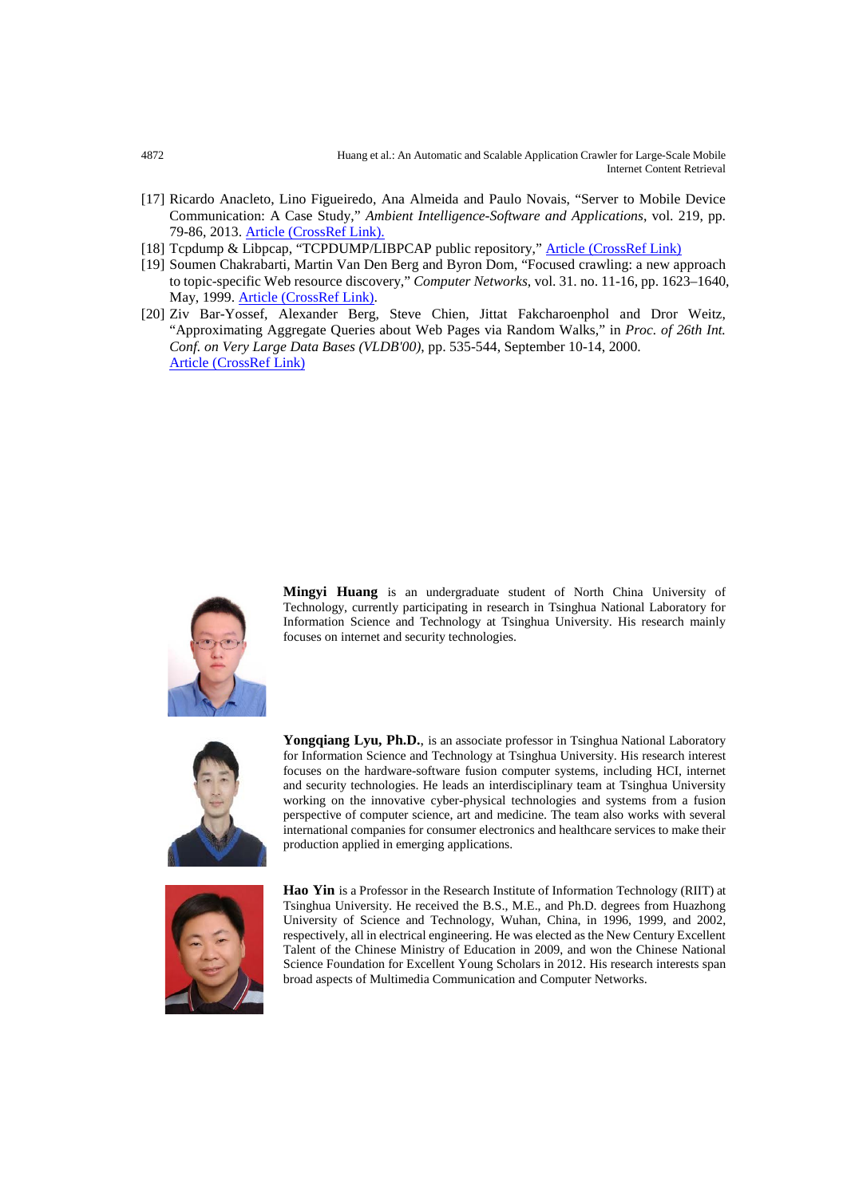[17] Ricardo Anacleto, Lino Figueiredo, Ana Almeida and Paulo Novais, "Server to Mobile Device Communication: A Case Study," *Ambient Intelligence-Software and Applications*, vol. 219, pp. 79-86, 2013. Article (CrossRef Link).

[18] Tcpdump & Libpcap, "TCPDUMP/LIBPCAP public repository," Article (CrossRef Link)

[19] Soumen Chakrabarti, Martin Van Den Berg and Byron Dom, "Focused crawling: a new approach to topic-specific Web resource discovery," *Computer Networks*, vol. 31. no. 11-16, pp. 1623–1640, May, 1999. Article (CrossRef Link).

[20] Ziv Bar-Yossef, Alexander Berg, Steve Chien, Jittat Fakcharoenphol and Dror Weitz, "Approximating Aggregate Queries about Web Pages via Random Walks," in *Proc. of 26th Int. Conf. on Very Large Data Bases (VLDB'00)*, pp. 535-544, September 10-14, 2000. Article (CrossRef Link)

**Mingyi Huang** is an undergraduate student of North China University of Technology, currently participating in research in Tsinghua National Laboratory for Information Science and Technology at Tsinghua University. His research mainly focuses on internet and security technologies.

**Yongqiang Lyu, Ph.D.**, is an associate professor in Tsinghua National Laboratory for Information Science and Technology at Tsinghua University. His research interest focuses on the hardware-software fusion computer systems, including HCI, internet and security technologies. He leads an interdisciplinary team at Tsinghua University working on the innovative cyber-physical technologies and systems from a fusion perspective of computer science, art and medicine. The team also works with several international companies for consumer electronics and healthcare services to make their production applied in emerging applications.

**Hao Yin** is a Professor in the Research Institute of Information Technology (RIIT) at Tsinghua University. He received the B.S., M.E., and Ph.D. degrees from Huazhong University of Science and Technology, Wuhan, China, in 1996, 1999, and 2002, respectively, all in electrical engineering. He was elected as the New Century Excellent Talent of the Chinese Ministry of Education in 2009, and won the Chinese National Science Foundation for Excellent Young Scholars in 2012. His research interests span broad aspects of Multimedia Communication and Computer Networks.